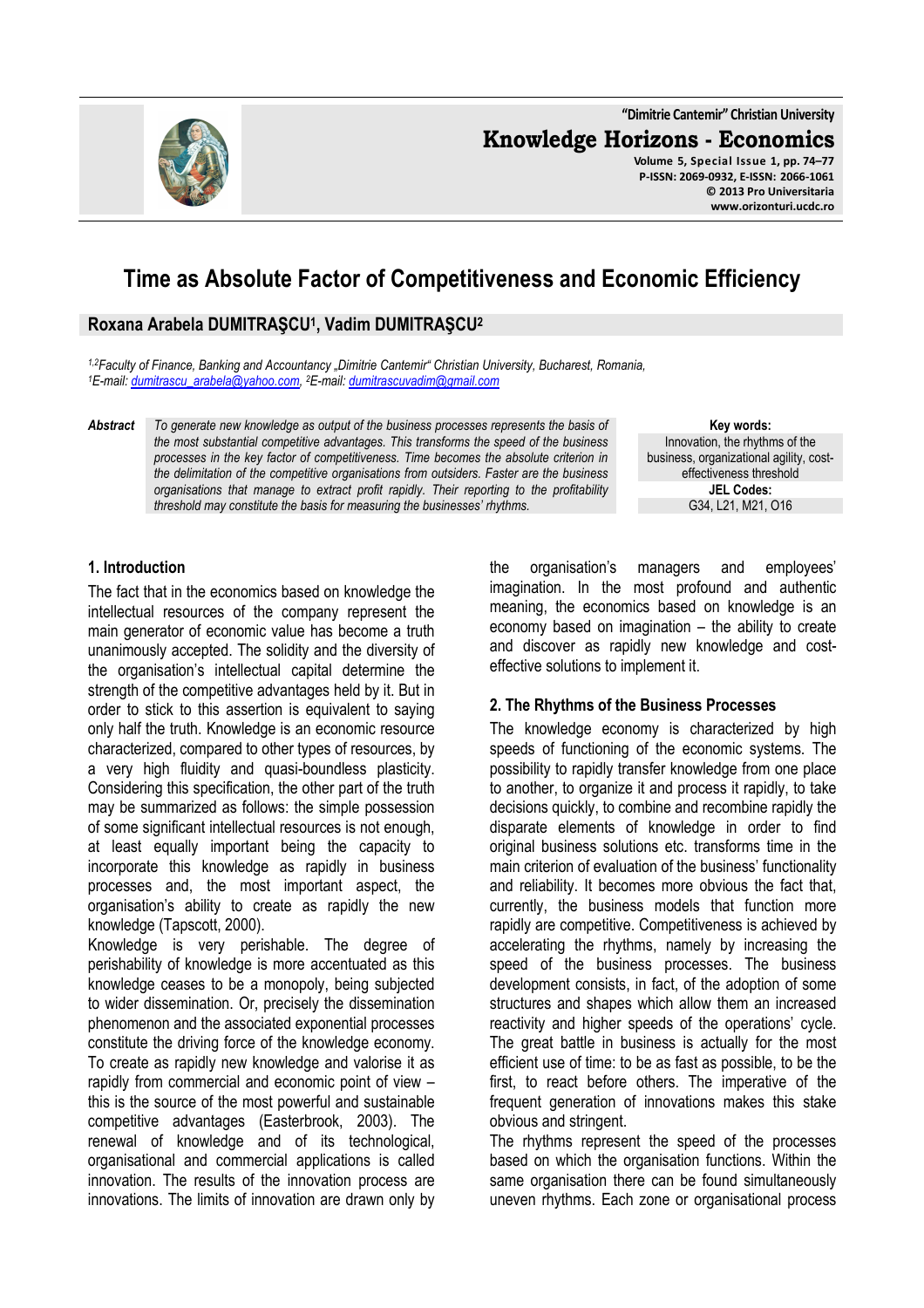# Time as Absolute Factor of Competitiveness and Economic Efficiency

**Roxana Arabela DUMITRAŞCU[1], Vadim DUMITRAŞCU[2]**

*[1,2]Faculty of Finance, Banking and Accountancy „Dimitrie Cantemir" Christian University, Bucharest, Romania,*
*[1]E-mail: dumitrascu_arabela@yahoo.com, [2]E-mail: dumitrascuvadim@gmail.com*

**Abstract** *To generate new knowledge as output of the business processes represents the basis of the most substantial competitive advantages. This transforms the speed of the business processes in the key factor of competitiveness. Time becomes the absolute criterion in the delimitation of the competitive organisations from outsiders. Faster are the business organisations that manage to extract profit rapidly. Their reporting to the profitability threshold may constitute the basis for measuring the businesses' rhythms.*

**Key words:**
Innovation, the rhythms of the business, organizational agility, cost-effectiveness threshold

**JEL Codes:**
G34, L21, M21, O16

## 1. Introduction

The fact that in the economics based on knowledge the intellectual resources of the company represent the main generator of economic value has become a truth unanimously accepted. The solidity and the diversity of the organisation's intellectual capital determine the strength of the competitive advantages held by it. But in order to stick to this assertion is equivalent to saying only half the truth. Knowledge is an economic resource characterized, compared to other types of resources, by a very high fluidity and quasi-boundless plasticity. Considering this specification, the other part of the truth may be summarized as follows: the simple possession of some significant intellectual resources is not enough, at least equally important being the capacity to incorporate this knowledge as rapidly in business processes and, the most important aspect, the organisation's ability to create as rapidly the new knowledge (Tapscott, 2000).

Knowledge is very perishable. The degree of perishability of knowledge is more accentuated as this knowledge ceases to be a monopoly, being subjected to wider dissemination. Or, precisely the dissemination phenomenon and the associated exponential processes constitute the driving force of the knowledge economy. To create as rapidly new knowledge and valorise it as rapidly from commercial and economic point of view – this is the source of the most powerful and sustainable competitive advantages (Easterbrook, 2003). The renewal of knowledge and of its technological, organisational and commercial applications is called innovation. The results of the innovation process are innovations. The limits of innovation are drawn only by the organisation's managers and employees' imagination. In the most profound and authentic meaning, the economics based on knowledge is an economy based on imagination – the ability to create and discover as rapidly new knowledge and cost-effective solutions to implement it.

## 2. The Rhythms of the Business Processes

The knowledge economy is characterized by high speeds of functioning of the economic systems. The possibility to rapidly transfer knowledge from one place to another, to organize it and process it rapidly, to take decisions quickly, to combine and recombine rapidly the disparate elements of knowledge in order to find original business solutions etc. transforms time in the main criterion of evaluation of the business' functionality and reliability. It becomes more obvious the fact that, currently, the business models that function more rapidly are competitive. Competitiveness is achieved by accelerating the rhythms, namely by increasing the speed of the business processes. The business development consists, in fact, of the adoption of some structures and shapes which allow them an increased reactivity and higher speeds of the operations' cycle. The great battle in business is actually for the most efficient use of time: to be as fast as possible, to be the first, to react before others. The imperative of the frequent generation of innovations makes this stake obvious and stringent.

The rhythms represent the speed of the processes based on which the organisation functions. Within the same organisation there can be found simultaneously uneven rhythms. Each zone or organisational process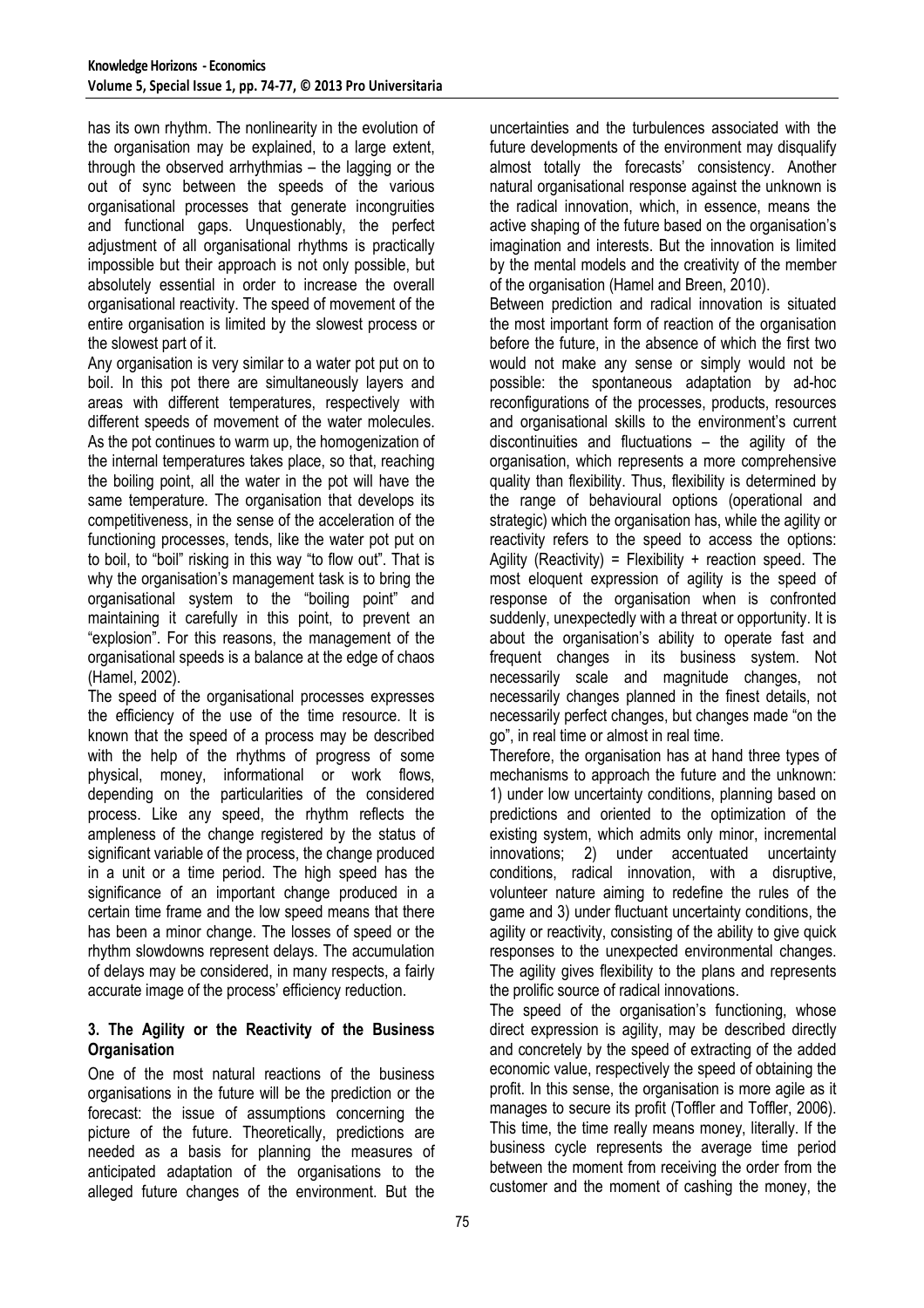has its own rhythm. The nonlinearity in the evolution of the organisation may be explained, to a large extent, through the observed arrhythmias – the lagging or the out of sync between the speeds of the various organisational processes that generate incongruities and functional gaps. Unquestionably, the perfect adjustment of all organisational rhythms is practically impossible but their approach is not only possible, but absolutely essential in order to increase the overall organisational reactivity. The speed of movement of the entire organisation is limited by the slowest process or the slowest part of it.

Any organisation is very similar to a water pot put on to boil. In this pot there are simultaneously layers and areas with different temperatures, respectively with different speeds of movement of the water molecules. As the pot continues to warm up, the homogenization of the internal temperatures takes place, so that, reaching the boiling point, all the water in the pot will have the same temperature. The organisation that develops its competitiveness, in the sense of the acceleration of the functioning processes, tends, like the water pot put on to boil, to "boil" risking in this way "to flow out". That is why the organisation's management task is to bring the organisational system to the "boiling point" and maintaining it carefully in this point, to prevent an "explosion". For this reasons, the management of the organisational speeds is a balance at the edge of chaos (Hamel, 2002).

The speed of the organisational processes expresses the efficiency of the use of the time resource. It is known that the speed of a process may be described with the help of the rhythms of progress of some physical, money, informational or work flows, depending on the particularities of the considered process. Like any speed, the rhythm reflects the ampleness of the change registered by the status of significant variable of the process, the change produced in a unit or a time period. The high speed has the significance of an important change produced in a certain time frame and the low speed means that there has been a minor change. The losses of speed or the rhythm slowdowns represent delays. The accumulation of delays may be considered, in many respects, a fairly accurate image of the process' efficiency reduction.

## 3. The Agility or the Reactivity of the Business Organisation

One of the most natural reactions of the business organisations in the future will be the prediction or the forecast: the issue of assumptions concerning the picture of the future. Theoretically, predictions are needed as a basis for planning the measures of anticipated adaptation of the organisations to the alleged future changes of the environment. But the uncertainties and the turbulences associated with the future developments of the environment may disqualify almost totally the forecasts' consistency. Another natural organisational response against the unknown is the radical innovation, which, in essence, means the active shaping of the future based on the organisation's imagination and interests. But the innovation is limited by the mental models and the creativity of the member of the organisation (Hamel and Breen, 2010).

Between prediction and radical innovation is situated the most important form of reaction of the organisation before the future, in the absence of which the first two would not make any sense or simply would not be possible: the spontaneous adaptation by ad-hoc reconfigurations of the processes, products, resources and organisational skills to the environment's current discontinuities and fluctuations – the agility of the organisation, which represents a more comprehensive quality than flexibility. Thus, flexibility is determined by the range of behavioural options (operational and strategic) which the organisation has, while the agility or reactivity refers to the speed to access the options: Agility (Reactivity) = Flexibility + reaction speed. The most eloquent expression of agility is the speed of response of the organisation when is confronted suddenly, unexpectedly with a threat or opportunity. It is about the organisation's ability to operate fast and frequent changes in its business system. Not necessarily scale and magnitude changes, not necessarily changes planned in the finest details, not necessarily perfect changes, but changes made "on the go", in real time or almost in real time.

Therefore, the organisation has at hand three types of mechanisms to approach the future and the unknown: 1) under low uncertainty conditions, planning based on predictions and oriented to the optimization of the existing system, which admits only minor, incremental innovations; 2) under accentuated uncertainty conditions, radical innovation, with a disruptive, volunteer nature aiming to redefine the rules of the game and 3) under fluctuant uncertainty conditions, the agility or reactivity, consisting of the ability to give quick responses to the unexpected environmental changes. The agility gives flexibility to the plans and represents the prolific source of radical innovations.

The speed of the organisation's functioning, whose direct expression is agility, may be described directly and concretely by the speed of extracting of the added economic value, respectively the speed of obtaining the profit. In this sense, the organisation is more agile as it manages to secure its profit (Toffler and Toffler, 2006). This time, the time really means money, literally. If the business cycle represents the average time period between the moment from receiving the order from the customer and the moment of cashing the money, the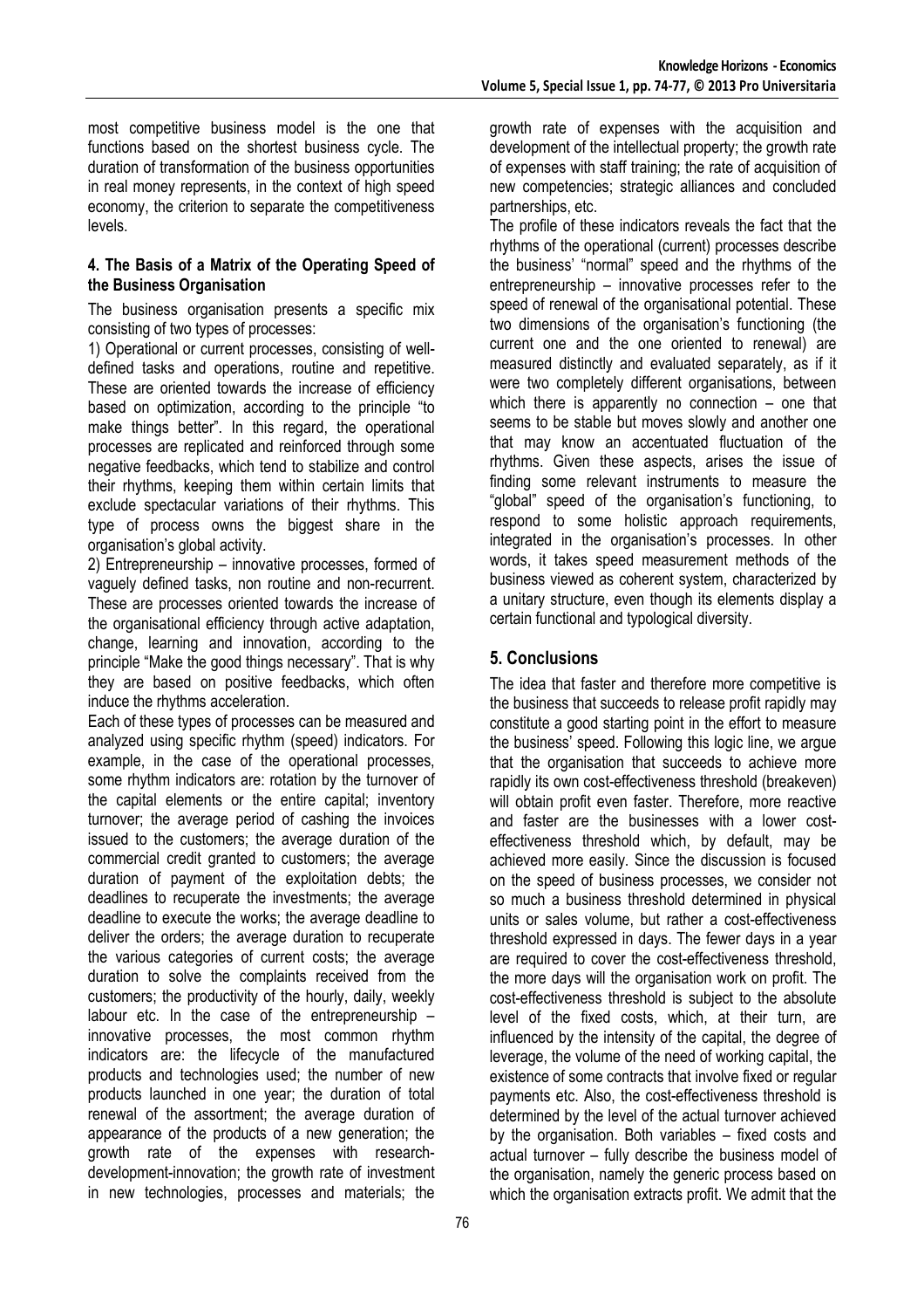most competitive business model is the one that functions based on the shortest business cycle. The duration of transformation of the business opportunities in real money represents, in the context of high speed economy, the criterion to separate the competitiveness levels.

## 4. The Basis of a Matrix of the Operating Speed of the Business Organisation

The business organisation presents a specific mix consisting of two types of processes:

1) Operational or current processes, consisting of well-defined tasks and operations, routine and repetitive. These are oriented towards the increase of efficiency based on optimization, according to the principle "to make things better". In this regard, the operational processes are replicated and reinforced through some negative feedbacks, which tend to stabilize and control their rhythms, keeping them within certain limits that exclude spectacular variations of their rhythms. This type of process owns the biggest share in the organisation's global activity.

2) Entrepreneurship – innovative processes, formed of vaguely defined tasks, non routine and non-recurrent. These are processes oriented towards the increase of the organisational efficiency through active adaptation, change, learning and innovation, according to the principle "Make the good things necessary". That is why they are based on positive feedbacks, which often induce the rhythms acceleration.

Each of these types of processes can be measured and analyzed using specific rhythm (speed) indicators. For example, in the case of the operational processes, some rhythm indicators are: rotation by the turnover of the capital elements or the entire capital; inventory turnover; the average period of cashing the invoices issued to the customers; the average duration of the commercial credit granted to customers; the average duration of payment of the exploitation debts; the deadlines to recuperate the investments; the average deadline to execute the works; the average deadline to deliver the orders; the average duration to recuperate the various categories of current costs; the average duration to solve the complaints received from the customers; the productivity of the hourly, daily, weekly labour etc. In the case of the entrepreneurship – innovative processes, the most common rhythm indicators are: the lifecycle of the manufactured products and technologies used; the number of new products launched in one year; the duration of total renewal of the assortment; the average duration of appearance of the products of a new generation; the growth rate of the expenses with research-development-innovation; the growth rate of investment in new technologies, processes and materials; the growth rate of expenses with the acquisition and development of the intellectual property; the growth rate of expenses with staff training; the rate of acquisition of new competencies; strategic alliances and concluded partnerships, etc.

The profile of these indicators reveals the fact that the rhythms of the operational (current) processes describe the business' "normal" speed and the rhythms of the entrepreneurship – innovative processes refer to the speed of renewal of the organisational potential. These two dimensions of the organisation's functioning (the current one and the one oriented to renewal) are measured distinctly and evaluated separately, as if it were two completely different organisations, between which there is apparently no connection – one that seems to be stable but moves slowly and another one that may know an accentuated fluctuation of the rhythms. Given these aspects, arises the issue of finding some relevant instruments to measure the "global" speed of the organisation's functioning, to respond to some holistic approach requirements, integrated in the organisation's processes. In other words, it takes speed measurement methods of the business viewed as coherent system, characterized by a unitary structure, even though its elements display a certain functional and typological diversity.

## 5. Conclusions

The idea that faster and therefore more competitive is the business that succeeds to release profit rapidly may constitute a good starting point in the effort to measure the business' speed. Following this logic line, we argue that the organisation that succeeds to achieve more rapidly its own cost-effectiveness threshold (breakeven) will obtain profit even faster. Therefore, more reactive and faster are the businesses with a lower cost-effectiveness threshold which, by default, may be achieved more easily. Since the discussion is focused on the speed of business processes, we consider not so much a business threshold determined in physical units or sales volume, but rather a cost-effectiveness threshold expressed in days. The fewer days in a year are required to cover the cost-effectiveness threshold, the more days will the organisation work on profit. The cost-effectiveness threshold is subject to the absolute level of the fixed costs, which, at their turn, are influenced by the intensity of the capital, the degree of leverage, the volume of the need of working capital, the existence of some contracts that involve fixed or regular payments etc. Also, the cost-effectiveness threshold is determined by the level of the actual turnover achieved by the organisation. Both variables – fixed costs and actual turnover – fully describe the business model of the organisation, namely the generic process based on which the organisation extracts profit. We admit that the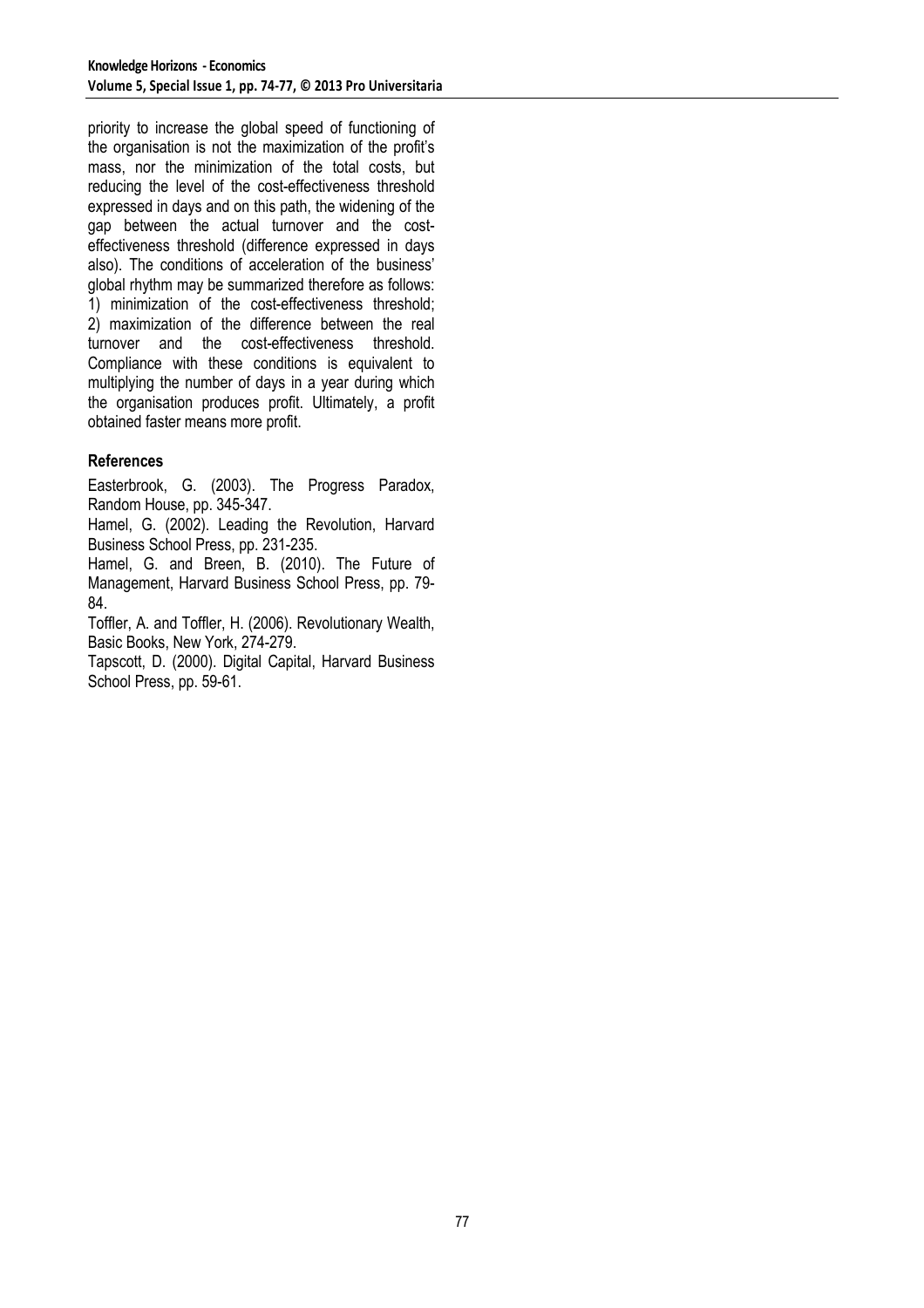priority to increase the global speed of functioning of the organisation is not the maximization of the profit's mass, nor the minimization of the total costs, but reducing the level of the cost-effectiveness threshold expressed in days and on this path, the widening of the gap between the actual turnover and the cost-effectiveness threshold (difference expressed in days also). The conditions of acceleration of the business' global rhythm may be summarized therefore as follows: 1) minimization of the cost-effectiveness threshold; 2) maximization of the difference between the real turnover and the cost-effectiveness threshold. Compliance with these conditions is equivalent to multiplying the number of days in a year during which the organisation produces profit. Ultimately, a profit obtained faster means more profit.

## References

Easterbrook, G. (2003). The Progress Paradox, Random House, pp. 345-347.

Hamel, G. (2002). Leading the Revolution, Harvard Business School Press, pp. 231-235.

Hamel, G. and Breen, B. (2010). The Future of Management, Harvard Business School Press, pp. 79-84.

Toffler, A. and Toffler, H. (2006). Revolutionary Wealth, Basic Books, New York, 274-279.

Tapscott, D. (2000). Digital Capital, Harvard Business School Press, pp. 59-61.